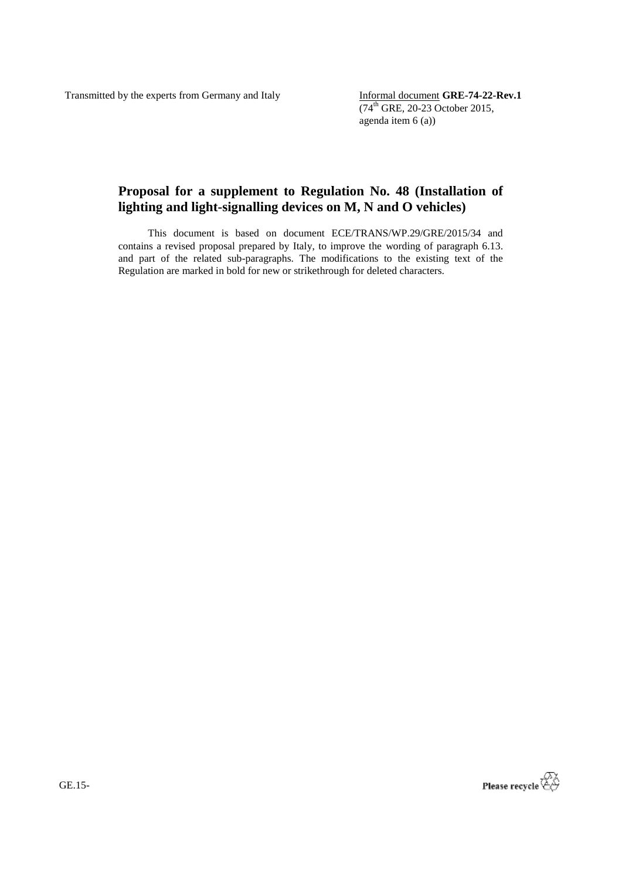Transmitted by the experts from Germany and Italy

Informal document **GRE-74-22-Rev.1**
(74th GRE, 20-23 October 2015,
agenda item 6 (a))

# Proposal for a supplement to Regulation No. 48 (Installation of lighting and light-signalling devices on M, N and O vehicles)

This document is based on document ECE/TRANS/WP.29/GRE/2015/34 and contains a revised proposal prepared by Italy, to improve the wording of paragraph 6.13. and part of the related sub-paragraphs. The modifications to the existing text of the Regulation are marked in bold for new or strikethrough for deleted characters.

GE.15-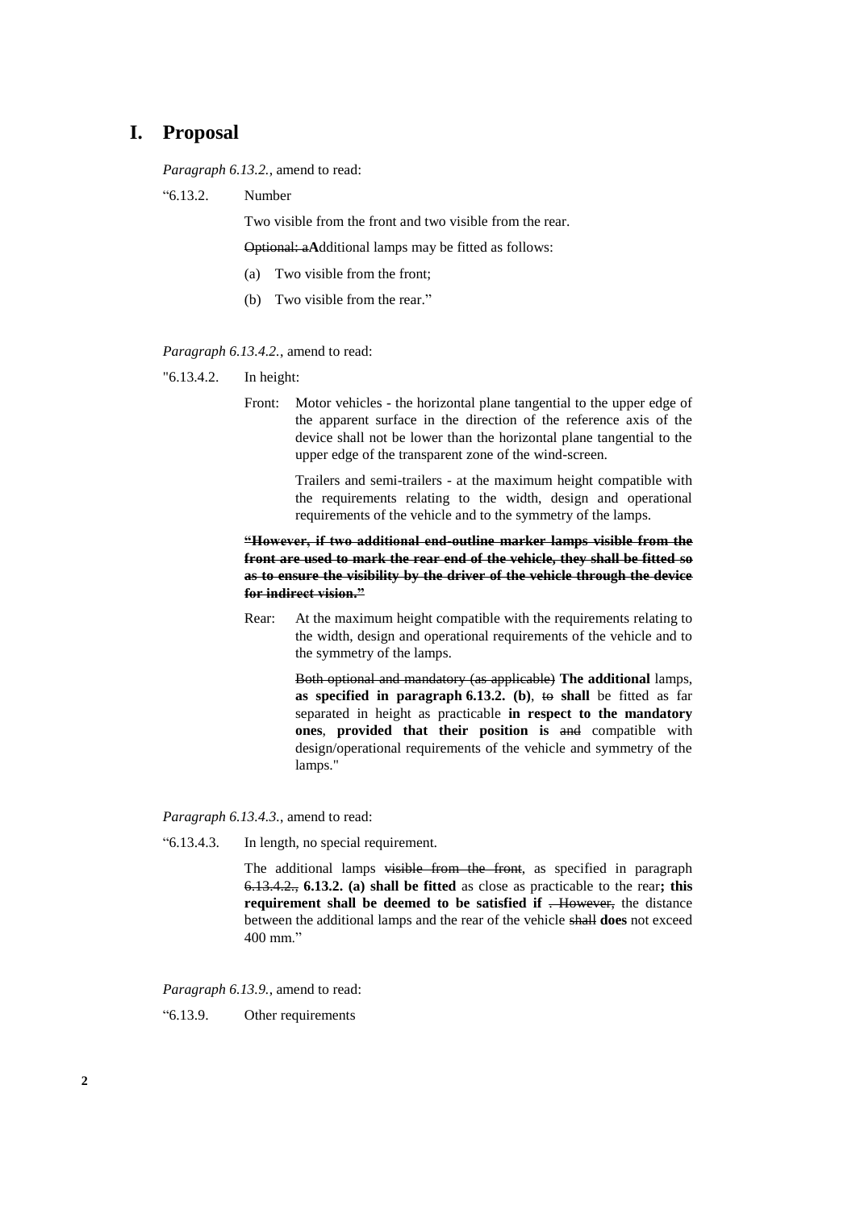# I. Proposal

*Paragraph 6.13.2.,* amend to read:

"6.13.2. Number

Two visible from the front and two visible from the rear.

~~Optional: a~~**A**dditional lamps may be fitted as follows:

(a) Two visible from the front;

(b) Two visible from the rear."

*Paragraph 6.13.4.2.,* amend to read:

"6.13.4.2. In height:

Front: Motor vehicles - the horizontal plane tangential to the upper edge of the apparent surface in the direction of the reference axis of the device shall not be lower than the horizontal plane tangential to the upper edge of the transparent zone of the wind-screen.

Trailers and semi-trailers - at the maximum height compatible with the requirements relating to the width, design and operational requirements of the vehicle and to the symmetry of the lamps.

~~**"However, if two additional end-outline marker lamps visible from the front are used to mark the rear end of the vehicle, they shall be fitted so as to ensure the visibility by the driver of the vehicle through the device for indirect vision."**~~

Rear: At the maximum height compatible with the requirements relating to the width, design and operational requirements of the vehicle and to the symmetry of the lamps.

~~Both optional and mandatory (as applicable)~~ **The additional** lamps, **as specified in paragraph 6.13.2. (b)**, ~~to~~ **shall** be fitted as far separated in height as practicable **in respect to the mandatory ones**, **provided that their position is** ~~and~~ compatible with design/operational requirements of the vehicle and symmetry of the lamps."

*Paragraph 6.13.4.3.,* amend to read:

"6.13.4.3. In length, no special requirement.

The additional lamps ~~visible from the front~~, as specified in paragraph ~~6.13.4.2.,~~ **6.13.2. (a) shall be fitted** as close as practicable to the rear**; this requirement shall be deemed to be satisfied if** ~~. However,~~ the distance between the additional lamps and the rear of the vehicle ~~shall~~ **does** not exceed 400 mm."

*Paragraph 6.13.9.,* amend to read:

"6.13.9. Other requirements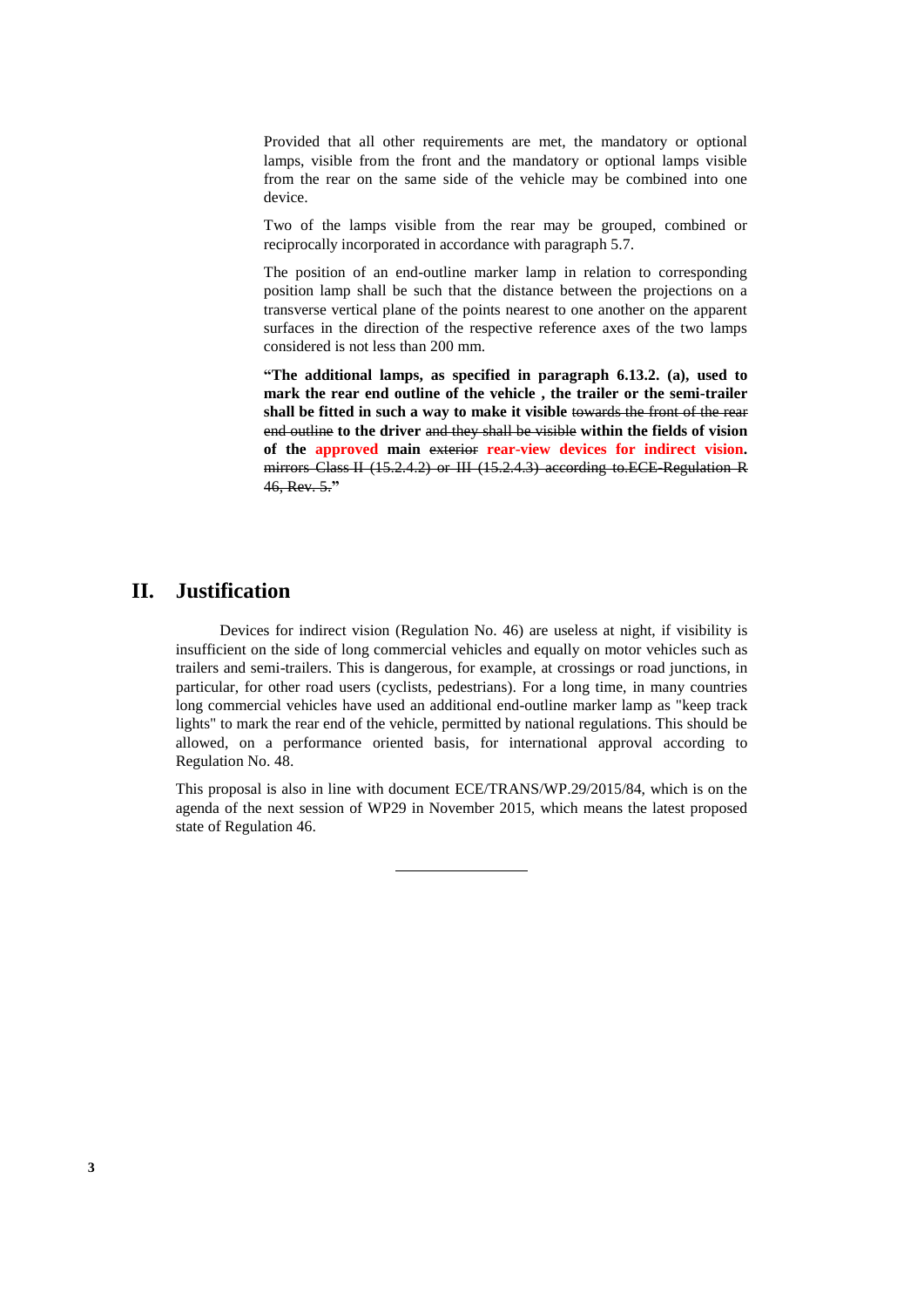Provided that all other requirements are met, the mandatory or optional lamps, visible from the front and the mandatory or optional lamps visible from the rear on the same side of the vehicle may be combined into one device.

Two of the lamps visible from the rear may be grouped, combined or reciprocally incorporated in accordance with paragraph 5.7.

The position of an end-outline marker lamp in relation to corresponding position lamp shall be such that the distance between the projections on a transverse vertical plane of the points nearest to one another on the apparent surfaces in the direction of the respective reference axes of the two lamps considered is not less than 200 mm.

**"The additional lamps, as specified in paragraph 6.13.2. (a), used to mark the rear end outline of the vehicle , the trailer or the semi-trailer shall be fitted in such a way to make it visible** ~~towards the front of the rear end outline~~ **to the driver** ~~and they shall be visible~~ **within the fields of vision of the approved main** ~~exterior~~ **rear-view devices for indirect vision.** ~~mirrors Class II (15.2.4.2) or III (15.2.4.3) according to.ECE-Regulation R 46, Rev. 5.~~**"**

# II. Justification

Devices for indirect vision (Regulation No. 46) are useless at night, if visibility is insufficient on the side of long commercial vehicles and equally on motor vehicles such as trailers and semi-trailers. This is dangerous, for example, at crossings or road junctions, in particular, for other road users (cyclists, pedestrians). For a long time, in many countries long commercial vehicles have used an additional end-outline marker lamp as "keep track lights" to mark the rear end of the vehicle, permitted by national regulations. This should be allowed, on a performance oriented basis, for international approval according to Regulation No. 48.

This proposal is also in line with document ECE/TRANS/WP.29/2015/84, which is on the agenda of the next session of WP29 in November 2015, which means the latest proposed state of Regulation 46.